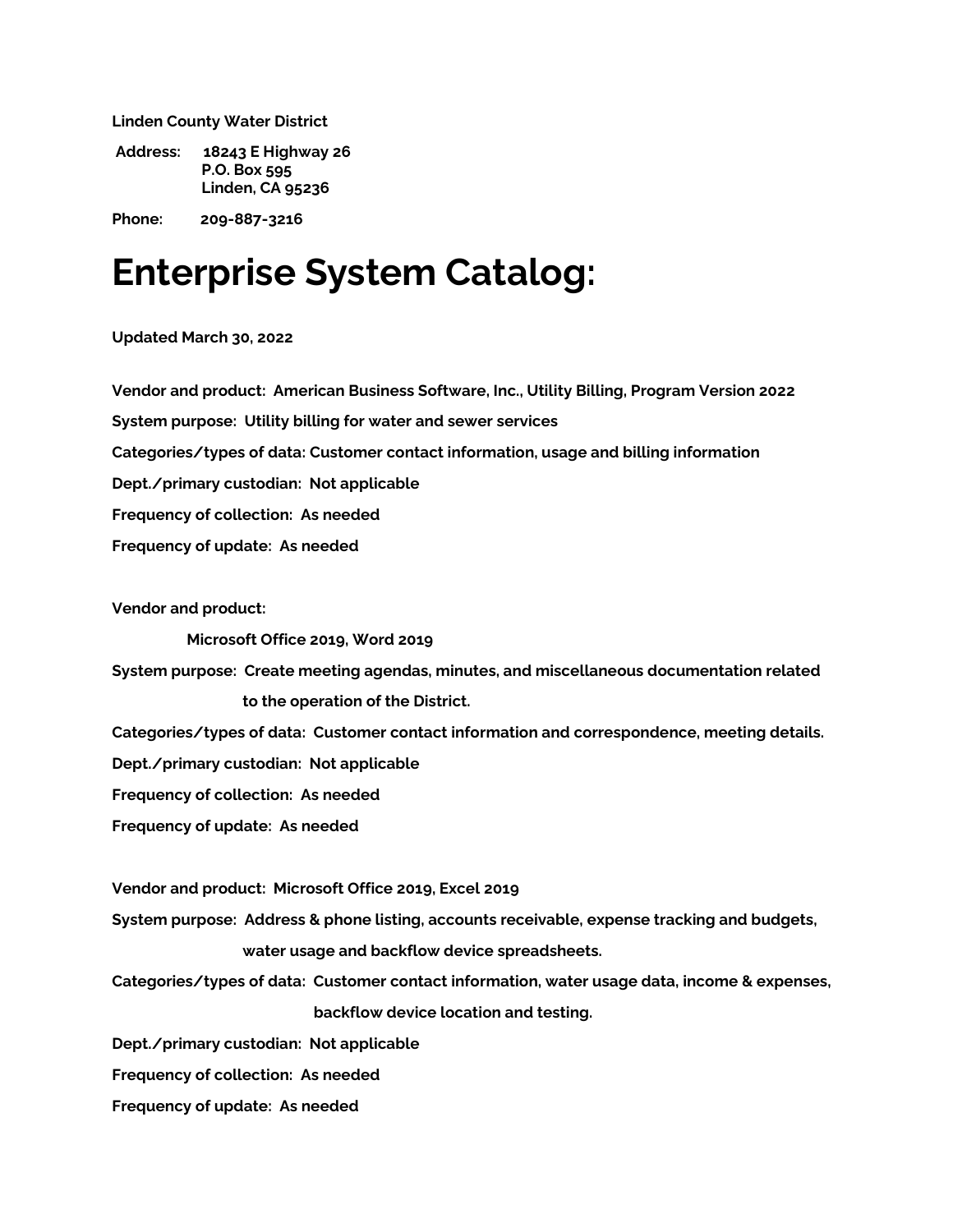**Linden County Water District**

**Address:** **18243 E Highway 26**
**P.O. Box 595**
**Linden, CA 95236**

**Phone:** **209-887-3216**

# Enterprise System Catalog:

**Updated March 30, 2022**

**Vendor and product:** **American Business Software, Inc., Utility Billing, Program Version 2022**

**System purpose:** **Utility billing for water and sewer services**

**Categories/types of data:** **Customer contact information, usage and billing information**

**Dept./primary custodian:** **Not applicable**

**Frequency of collection:** **As needed**

**Frequency of update:** **As needed**

**Vendor and product:**

**Microsoft Office 2019, Word 2019**

**System purpose:** **Create meeting agendas, minutes, and miscellaneous documentation related to the operation of the District.**

**Categories/types of data:** **Customer contact information and correspondence, meeting details.**

**Dept./primary custodian:** **Not applicable**

**Frequency of collection:** **As needed**

**Frequency of update:** **As needed**

**Vendor and product:** **Microsoft Office 2019, Excel 2019**

**System purpose:** **Address & phone listing, accounts receivable, expense tracking and budgets, water usage and backflow device spreadsheets.**

**Categories/types of data:** **Customer contact information, water usage data, income & expenses, backflow device location and testing.**

**Dept./primary custodian:** **Not applicable**

**Frequency of collection:** **As needed**

**Frequency of update:** **As needed**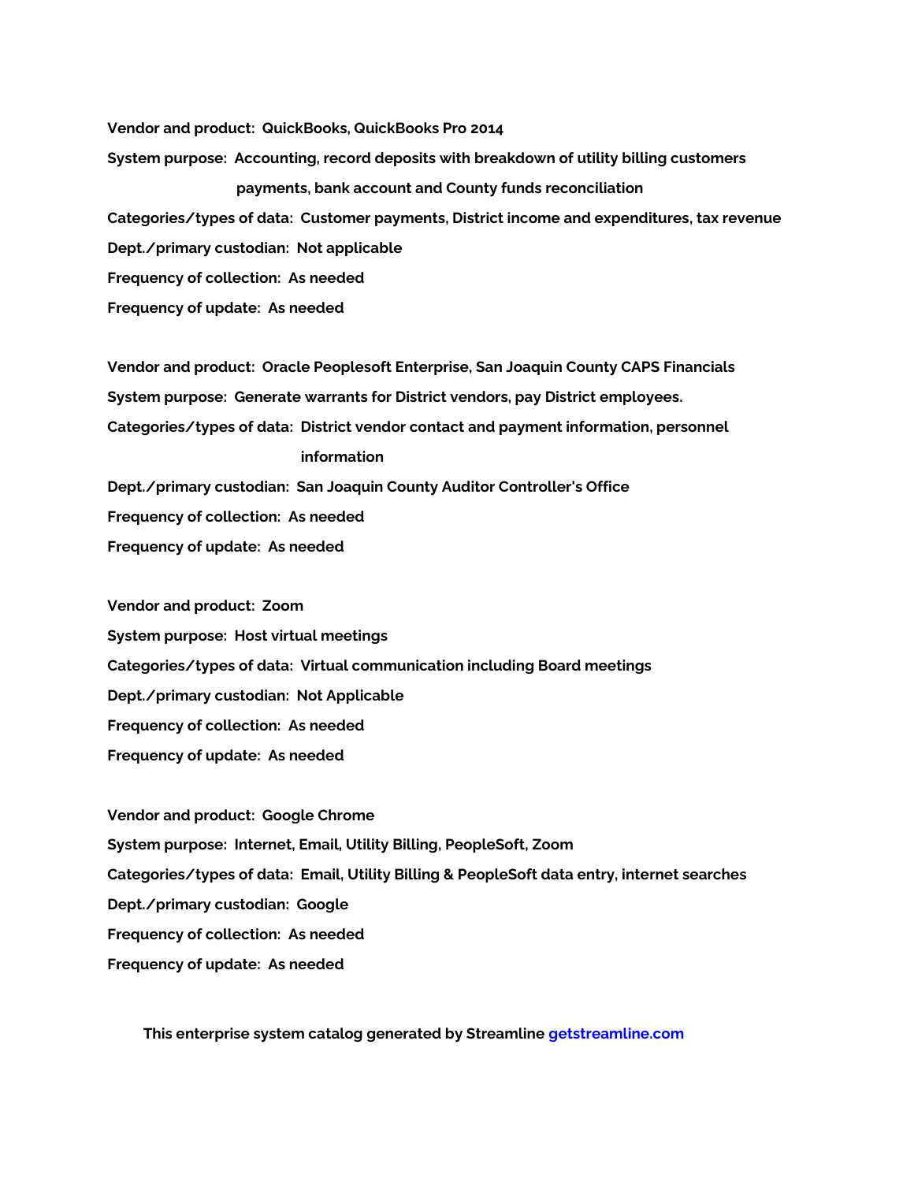**Vendor and product: QuickBooks, QuickBooks Pro 2014**

**System purpose: Accounting, record deposits with breakdown of utility billing customers payments, bank account and County funds reconciliation**

**Categories/types of data: Customer payments, District income and expenditures, tax revenue**

**Dept./primary custodian: Not applicable**

**Frequency of collection: As needed**

**Frequency of update: As needed**

**Vendor and product: Oracle Peoplesoft Enterprise, San Joaquin County CAPS Financials**

**System purpose: Generate warrants for District vendors, pay District employees.**

**Categories/types of data: District vendor contact and payment information, personnel information**

**Dept./primary custodian: San Joaquin County Auditor Controller's Office**

**Frequency of collection: As needed**

**Frequency of update: As needed**

**Vendor and product: Zoom**

**System purpose: Host virtual meetings**

**Categories/types of data: Virtual communication including Board meetings**

**Dept./primary custodian: Not Applicable**

**Frequency of collection: As needed**

**Frequency of update: As needed**

**Vendor and product: Google Chrome**

**System purpose: Internet, Email, Utility Billing, PeopleSoft, Zoom**

**Categories/types of data: Email, Utility Billing & PeopleSoft data entry, internet searches**

**Dept./primary custodian: Google**

**Frequency of collection: As needed**

**Frequency of update: As needed**

**This enterprise system catalog generated by Streamline getstreamline.com**